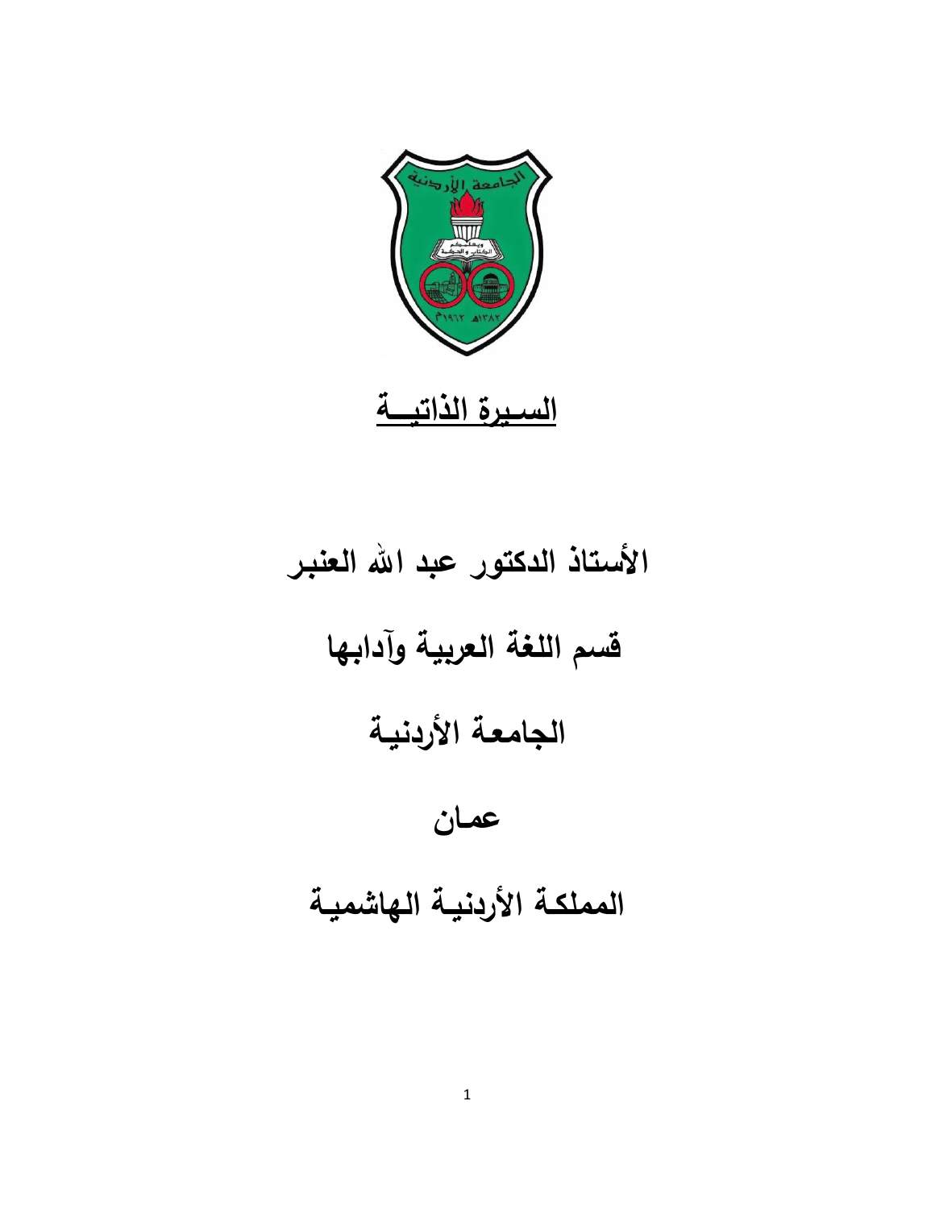# السيرة الذاتية

**الأستاذ الدكتور عبد الله العنبر**

**قسم اللغة العربية وآدابها**

**الجامعة الأردنية**

**عمان**

**المملكة الأردنية الهاشمية**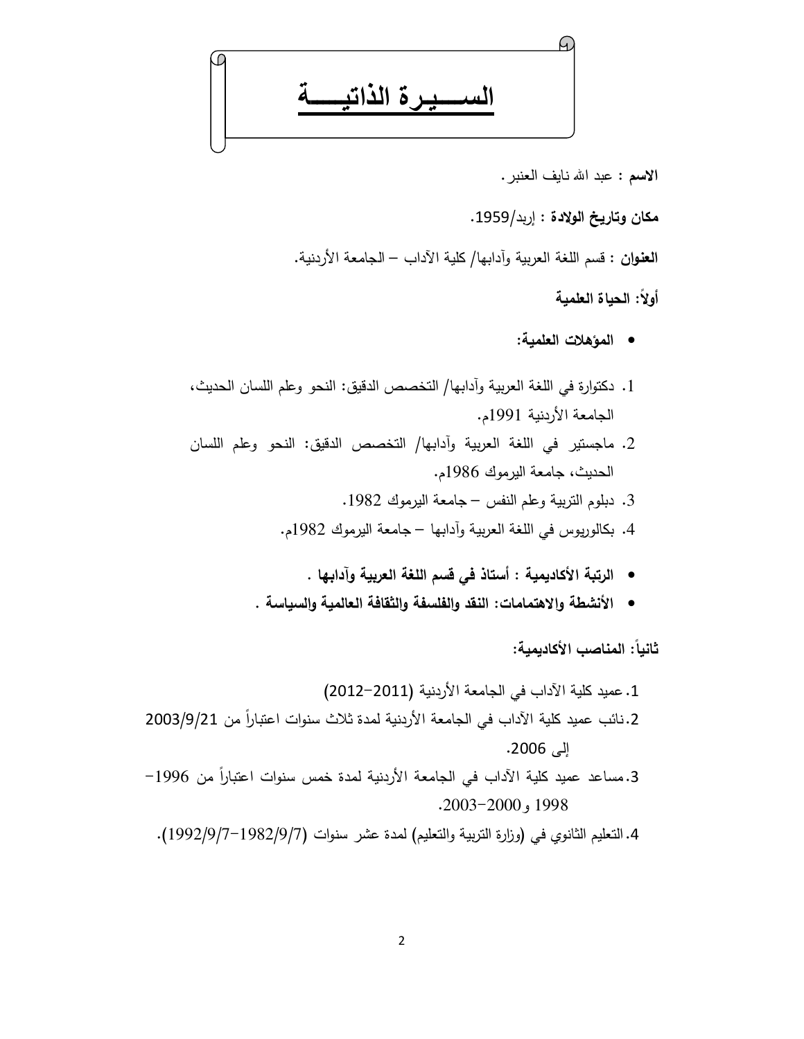# الســـيرة الذاتيـــة

**الاسم :** عبد الله نايف العنبر.

**مكان وتاريخ الولادة :** إربد/1959.

**العنوان :** قسم اللغة العربية وآدابها/ كلية الآداب – الجامعة الأردنية.

**أولاً: الحياة العلمية**

- **المؤهلات العلمية:**

1. دكتوراة في اللغة العربية وآدابها/ التخصص الدقيق: النحو وعلم اللسان الحديث، الجامعة الأردنية 1991م.
2. ماجستير في اللغة العربية وآدابها/ التخصص الدقيق: النحو وعلم اللسان الحديث، جامعة اليرموك 1986م.
3. دبلوم التربية وعلم النفس – جامعة اليرموك 1982.
4. بكالوريوس في اللغة العربية وآدابها – جامعة اليرموك 1982م.

- **الرتبة الأكاديمية : أستاذ في قسم اللغة العربية وآدابها .**
- **الأنشطة والاهتمامات: النقد والفلسفة والثقافة العالمية والسياسة .**

**ثانياً: المناصب الأكاديمية:**

1. عميد كلية الآداب في الجامعة الأردنية (2011–2012)
2. نائب عميد كلية الآداب في الجامعة الأردنية لمدة ثلاث سنوات اعتباراً من 2003/9/21 إلى 2006.
3. مساعد عميد كلية الآداب في الجامعة الأردنية لمدة خمس سنوات اعتباراً من 1996–1998 و2000–2003.
4. التعليم الثانوي في (وزارة التربية والتعليم) لمدة عشر سنوات (1982/9/7–1992/9/7).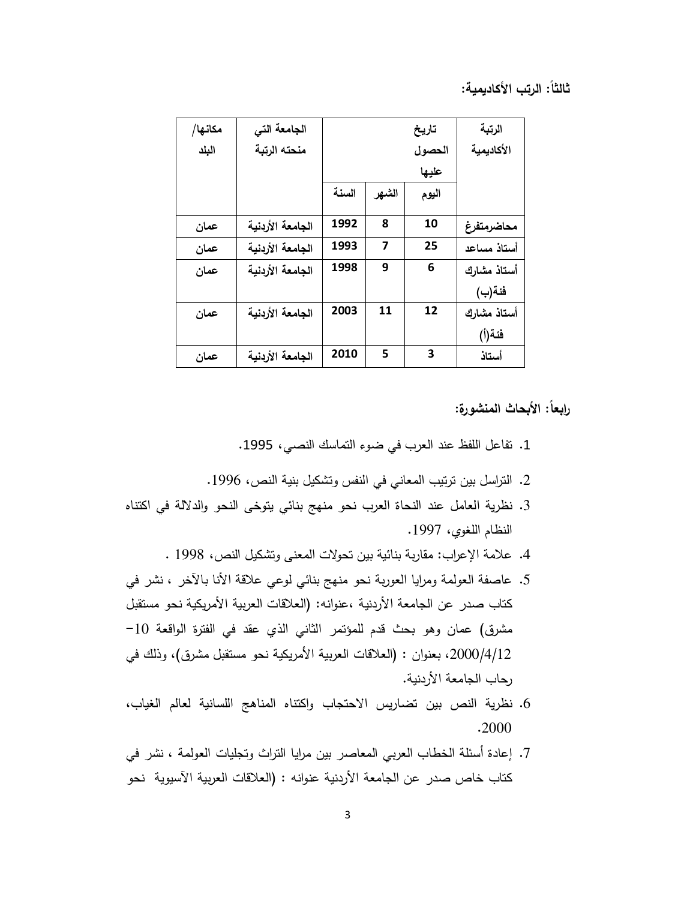**ثالثاً: الرتب الأكاديمية:**

| الرتبة الأكاديمية | تاريخ الحصول عليها | | | الجامعة التي منحته الرتبة | مكانها/ البلد |
|---|---|---|---|---|---|
| | اليوم | الشهر | السنة | | |
| محاضرمتفرغ | 10 | 8 | 1992 | الجامعة الأردنية | عمان |
| أستاذ مساعد | 25 | 7 | 1993 | الجامعة الأردنية | عمان |
| أستاذ مشارك فئة(ب) | 6 | 9 | 1998 | الجامعة الأردنية | عمان |
| أستاذ مشارك فئة(أ) | 12 | 11 | 2003 | الجامعة الأردنية | عمان |
| أستاذ | 3 | 5 | 2010 | الجامعة الأردنية | عمان |

**رابعاً: الأبحاث المنشورة:**

1. تفاعل اللفظ عند العرب في ضوء التماسك النصي، 1995.
2. التراسل بين ترتيب المعاني في النفس وتشكيل بنية النص، 1996.
3. نظرية العامل عند النحاة العرب نحو منهج بنائي يتوخى النحو والدلالة في اكتناه النظام اللغوي، 1997.
4. علامة الإعراب: مقاربة بنائية بين تحولات المعنى وتشكيل النص، 1998 .
5. عاصفة العولمة ومرايا العروبة نحو منهج بنائي لوعي علاقة الأنا بالآخر ، نشر في كتاب صدر عن الجامعة الأردنية ،عنوانه: (العلاقات العربية الأمريكية نحو مستقبل مشرق) عمان وهو بحث قدم للمؤتمر الثاني الذي عقد في الفترة الواقعة 10-2000/4/12، بعنوان : (العلاقات العربية الأمريكية نحو مستقبل مشرق)، وذلك في رحاب الجامعة الأردنية.
6. نظرية النص بين تضاريس الاحتجاب واكتناه المناهج اللسانية لعالم الغياب، 2000.
7. إعادة أسئلة الخطاب العربي المعاصر بين مرايا التراث وتجليات العولمة ، نشر في كتاب خاص صدر عن الجامعة الأردنية عنوانه : (العلاقات العربية الآسيوية نحو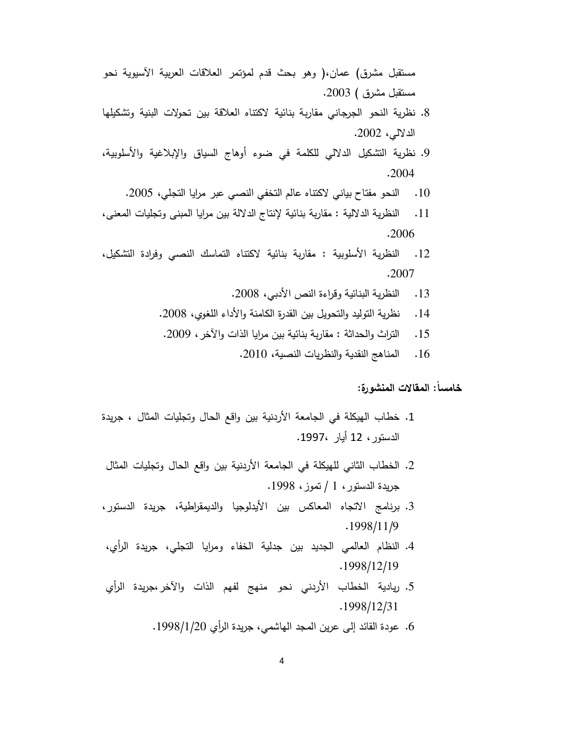مستقبل مشرق) عمان،( وهو بحث قدم لمؤتمر العلاقات العربية الآسيوية نحو مستقبل مشرق ) 2003.

8. نظرية النحو الجرجاني مقاربة بنائية لاكتناه العلاقة بين تحولات البنية وتشكيلها الدلالي، 2002.
9. نظرية التشكيل الدلالي للكلمة في ضوء أوهاج السياق والإبلاغية والأسلوبية، 2004.
10. النحو مفتاح بياني لاكتناه عالم التخفي النصي عبر مرايا التجلي، 2005.
11. النظرية الدلالية : مقاربة بنائية لإنتاج الدلالة بين مرايا المبنى وتجليات المعنى، 2006.
12. النظرية الأسلوبية : مقاربة بنائية لاكتناه التماسك النصي وفرادة التشكيل، 2007.
13. النظرية البنائية وقراءة النص الأدبي، 2008.
14. نظرية التوليد والتحويل بين القدرة الكامنة والأداء اللغوي، 2008.
15. التراث والحداثة : مقاربة بنائية بين مرايا الذات والآخر، 2009.
16. المناهج النقدية والنظريات النصية، 2010.

**خامساً: المقالات المنشورة:**

1. خطاب الهيكلة في الجامعة الأردنية بين واقع الحال وتجليات المثال ، جريدة الدستور، 12 أيار ،1997.
2. الخطاب الثاني للهيكلة في الجامعة الأردنية بين واقع الحال وتجليات المثال جريدة الدستور، 1 / تموز، 1998.
3. برنامج الاتجاه المعاكس بين الأيدلوجيا والديمقراطية، جريدة الدستور، 1998/11/9.
4. النظام العالمي الجديد بين جدلية الخفاء ومرايا التجلي، جريدة الرأي، 1998/12/19.
5. ريادية الخطاب الأردني نحو منهج لفهم الذات والآخر،جريدة الرأي 1998/12/31.
6. عودة القائد إلى عرين المجد الهاشمي، جريدة الرأي 1998/1/20.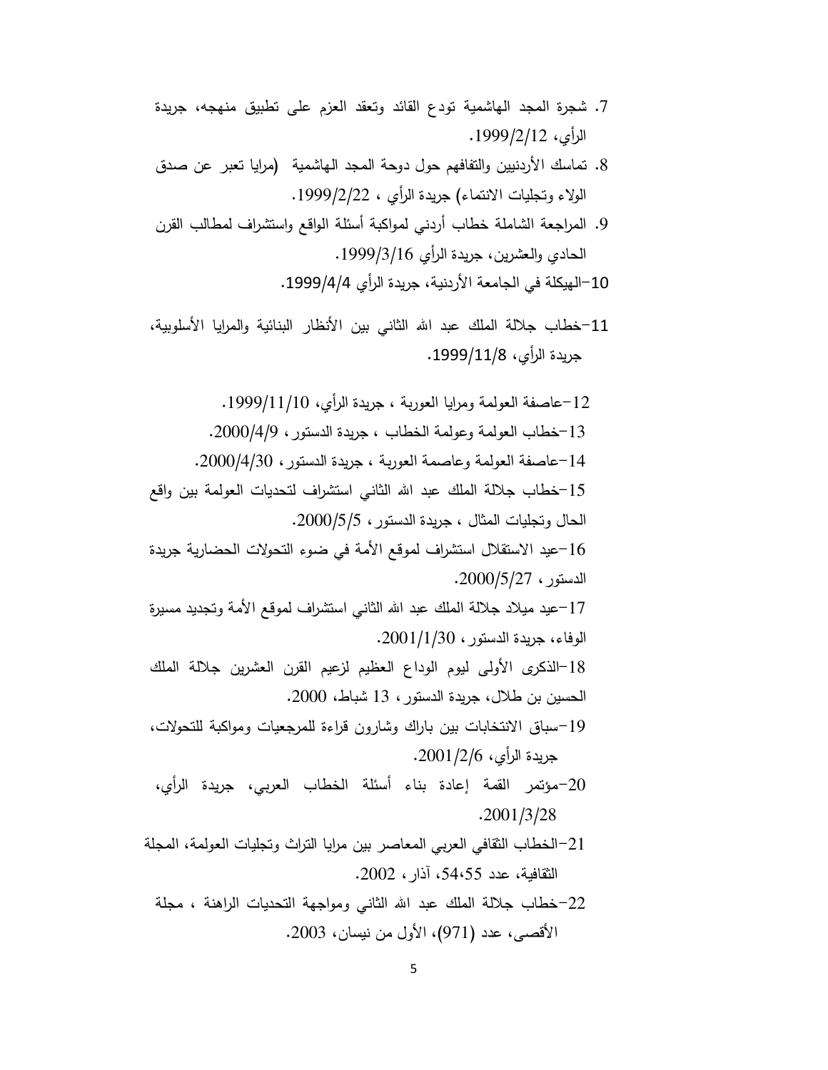7. شجرة المجد الهاشمية تودع القائد وتعقد العزم على تطبيق منهجه، جريدة الرأي، 1999/2/12.
8. تماسك الأردنيين والتفافهم حول دوحة المجد الهاشمية (مرايا تعبر عن صدق الولاء وتجليات الانتماء) جريدة الرأي ، 1999/2/22.
9. المراجعة الشاملة خطاب أردني لمواكبة أسئلة الواقع واستشراف لمطالب القرن الحادي والعشرين، جريدة الرأي 1999/3/16.

10-الهيكلة في الجامعة الأردنية، جريدة الرأي 1999/4/4.

11-خطاب جلالة الملك عبد الله الثاني بين الأنظار البنائية والمرايا الأسلوبية، جريدة الرأي، 1999/11/8.

12-عاصفة العولمة ومرايا العوربة ، جريدة الرأي، 1999/11/10.

13-خطاب العولمة وعولمة الخطاب ، جريدة الدستور، 2000/4/9.

14-عاصفة العولمة وعاصمة العوربة ، جريدة الدستور، 2000/4/30.

15-خطاب جلالة الملك عبد الله الثاني استشراف لتحديات العولمة بين واقع الحال وتجليات المثال ، جريدة الدستور، 2000/5/5.

16-عيد الاستقلال استشراف لموقع الأمة في ضوء التحولات الحضارية جريدة الدستور، 2000/5/27.

17-عيد ميلاد جلالة الملك عبد الله الثاني استشراف لموقع الأمة وتجديد مسيرة الوفاء، جريدة الدستور، 2001/1/30.

18-الذكرى الأولى ليوم الوداع العظيم لزعيم القرن العشرين جلالة الملك الحسين بن طلال، جريدة الدستور، 13 شباط، 2000.

19-سباق الانتخابات بين باراك وشارون قراءة للمرجعيات ومواكبة للتحولات، جريدة الرأي، 2001/2/6.

20-مؤتمر القمة إعادة بناء أسئلة الخطاب العربي، جريدة الرأي، 2001/3/28.

21-الخطاب الثقافي العربي المعاصر بين مرايا التراث وتجليات العولمة، المجلة الثقافية، عدد 54،55، آذار، 2002.

22-خطاب جلالة الملك عبد الله الثاني ومواجهة التحديات الراهنة ، مجلة الأقصى، عدد (971)، الأول من نيسان، 2003.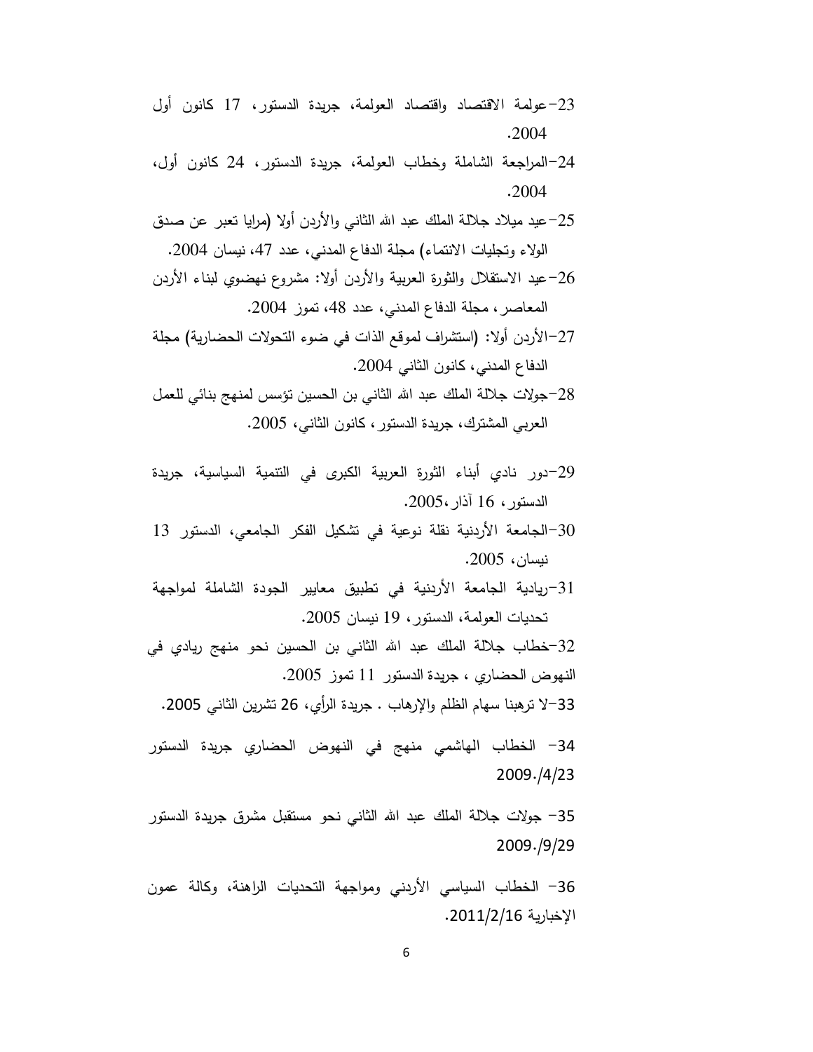23-عولمة الاقتصاد واقتصاد العولمة، جريدة الدستور، 17 كانون أول 2004.

24-المراجعة الشاملة وخطاب العولمة، جريدة الدستور، 24 كانون أول، 2004.

25-عيد ميلاد جلالة الملك عبد الله الثاني والأردن أولا (مرايا تعبر عن صدق الولاء وتجليات الانتماء) مجلة الدفاع المدني، عدد 47، نيسان 2004.

26-عيد الاستقلال والثورة العربية والأردن أولا: مشروع نهضوي لبناء الأردن المعاصر، مجلة الدفاع المدني، عدد 48، تموز 2004.

27-الأردن أولا: (استشراف لموقع الذات في ضوء التحولات الحضارية) مجلة الدفاع المدني، كانون الثاني 2004.

28-جولات جلالة الملك عبد الله الثاني بن الحسين تؤسس لمنهج بنائي للعمل العربي المشترك، جريدة الدستور، كانون الثاني، 2005.

29-دور نادي أبناء الثورة العربية الكبرى في التنمية السياسية، جريدة الدستور، 16 آذار،2005.

30-الجامعة الأردنية نقلة نوعية في تشكيل الفكر الجامعي، الدستور 13 نيسان، 2005.

31-ريادية الجامعة الأردنية في تطبيق معايير الجودة الشاملة لمواجهة تحديات العولمة، الدستور، 19 نيسان 2005.

32-خطاب جلالة الملك عبد الله الثاني بن الحسين نحو منهج ريادي في النهوض الحضاري ، جريدة الدستور 11 تموز 2005.

33-لا ترهبنا سهام الظلم والإرهاب . جريدة الرأي، 26 تشرين الثاني 2005.

34- الخطاب الهاشمي منهج في النهوض الحضاري جريدة الدستور 2009./4/23

35- جولات جلالة الملك عبد الله الثاني نحو مستقبل مشرق جريدة الدستور 2009./9/29

36- الخطاب السياسي الأردني ومواجهة التحديات الراهنة، وكالة عمون الإخبارية 2011/2/16.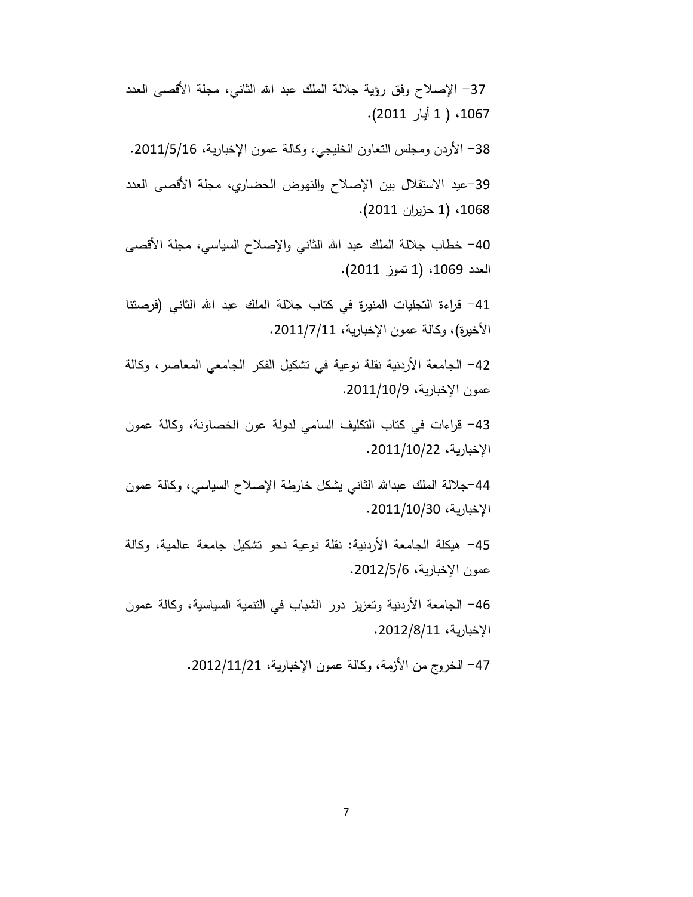37– الإصلاح وفق رؤية جلالة الملك عبد الله الثاني، مجلة الأقصى العدد 1067، ( 1 أيار 2011).

38– الأردن ومجلس التعاون الخليجي، وكالة عمون الإخبارية، 2011/5/16.

39–عيد الاستقلال بين الإصلاح والنهوض الحضاري، مجلة الأقصى العدد 1068، (1 حزيران 2011).

40– خطاب جلالة الملك عبد الله الثاني والإصلاح السياسي، مجلة الأقصى العدد 1069، (1 تموز 2011).

41– قراءة التجليات المنيرة في كتاب جلالة الملك عبد الله الثاني (فرصتنا الأخيرة)، وكالة عمون الإخبارية، 2011/7/11.

42– الجامعة الأردنية نقلة نوعية في تشكيل الفكر الجامعي المعاصر، وكالة عمون الإخبارية، 2011/10/9.

43– قراءات في كتاب التكليف السامي لدولة عون الخصاونة، وكالة عمون الإخبارية، 2011/10/22.

44–جلالة الملك عبدالله الثاني يشكل خارطة الإصلاح السياسي، وكالة عمون الإخبارية، 2011/10/30.

45– هيكلة الجامعة الأردنية: نقلة نوعية نحو تشكيل جامعة عالمية، وكالة عمون الإخبارية، 2012/5/6.

46– الجامعة الأردنية وتعزيز دور الشباب في التنمية السياسية، وكالة عمون الإخبارية، 2012/8/11.

47– الخروج من الأزمة، وكالة عمون الإخبارية، 2012/11/21.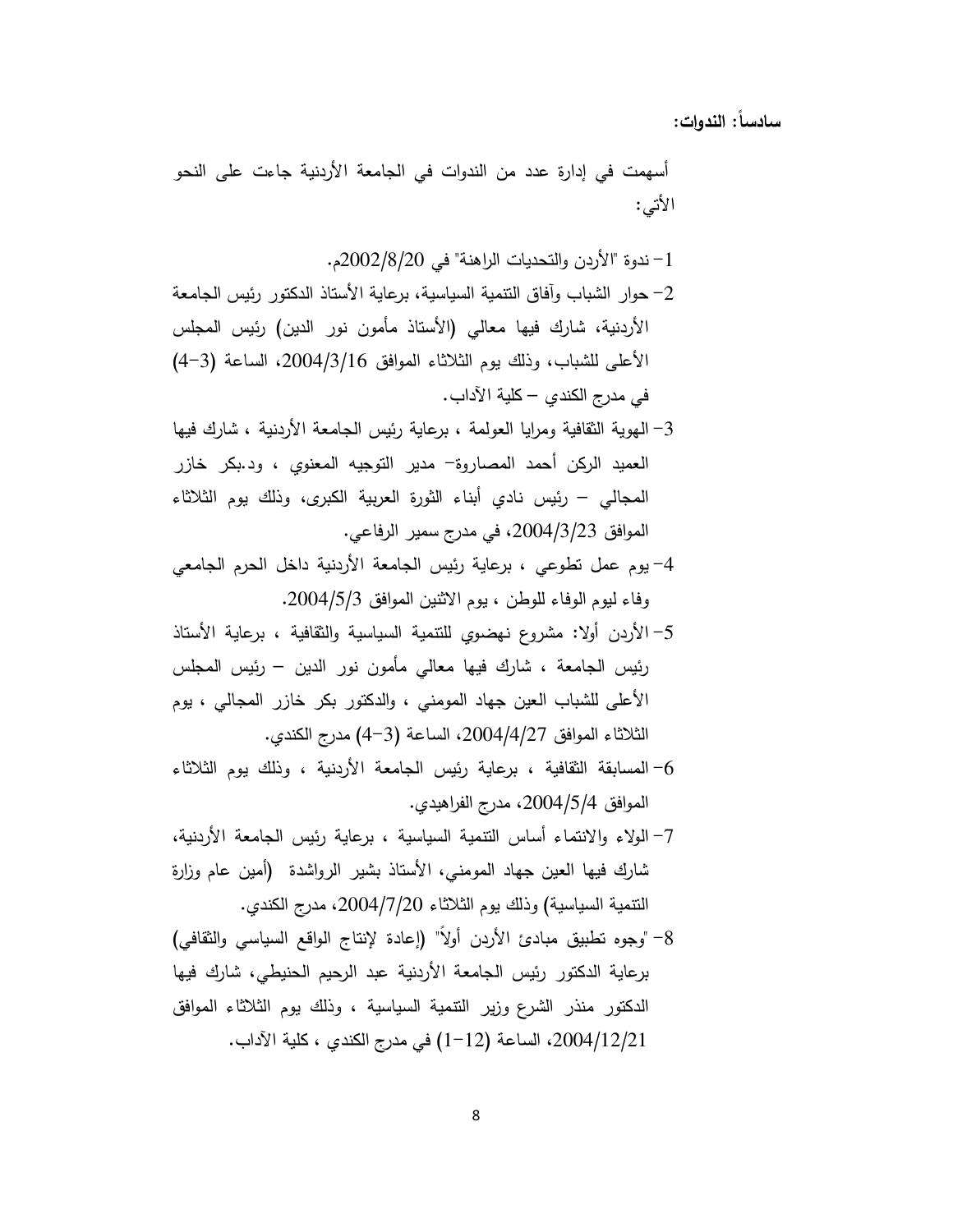**سادساً: الندوات:**

أسهمت في إدارة عدد من الندوات في الجامعة الأردنية جاءت على النحو الأتي:

1- ندوة "الأردن والتحديات الراهنة" في 2002/8/20م.
2- حوار الشباب وآفاق التنمية السياسية، برعاية الأستاذ الدكتور رئيس الجامعة الأردنية، شارك فيها معالي (الأستاذ مأمون نور الدين) رئيس المجلس الأعلى للشباب، وذلك يوم الثلاثاء الموافق 2004/3/16، الساعة (3-4) في مدرج الكندي – كلية الآداب.
3- الهوية الثقافية ومرايا العولمة ، برعاية رئيس الجامعة الأردنية ، شارك فيها العميد الركن أحمد المصاروة- مدير التوجيه المعنوي ، ود.بكر خازر المجالي – رئيس نادي أبناء الثورة العربية الكبرى، وذلك يوم الثلاثاء الموافق 2004/3/23، في مدرج سمير الرفاعي.
4- يوم عمل تطوعي ، برعاية رئيس الجامعة الأردنية داخل الحرم الجامعي وفاء ليوم الوفاء للوطن ، يوم الاثنين الموافق 2004/5/3.
5- الأردن أولا: مشروع نهضوي للتنمية السياسية والثقافية ، برعاية الأستاذ رئيس الجامعة ، شارك فيها معالي مأمون نور الدين – رئيس المجلس الأعلى للشباب العين جهاد المومني ، والدكتور بكر خازر المجالي ، يوم الثلاثاء الموافق 2004/4/27، الساعة (3-4) مدرج الكندي.
6- المسابقة الثقافية ، برعاية رئيس الجامعة الأردنية ، وذلك يوم الثلاثاء الموافق 2004/5/4، مدرج الفراهيدي.
7- الولاء والانتماء أساس التنمية السياسية ، برعاية رئيس الجامعة الأردنية، شارك فيها العين جهاد المومني، الأستاذ بشير الرواشدة (أمين عام وزارة التنمية السياسية) وذلك يوم الثلاثاء 2004/7/20، مدرج الكندي.
8- "وجوه تطبيق مبادئ الأردن أولاً" (إعادة لإنتاج الواقع السياسي والثقافي) برعاية الدكتور رئيس الجامعة الأردنية عبد الرحيم الحنيطي، شارك فيها الدكتور منذر الشرع وزير التنمية السياسية ، وذلك يوم الثلاثاء الموافق 2004/12/21، الساعة (12-1) في مدرج الكندي ، كلية الآداب.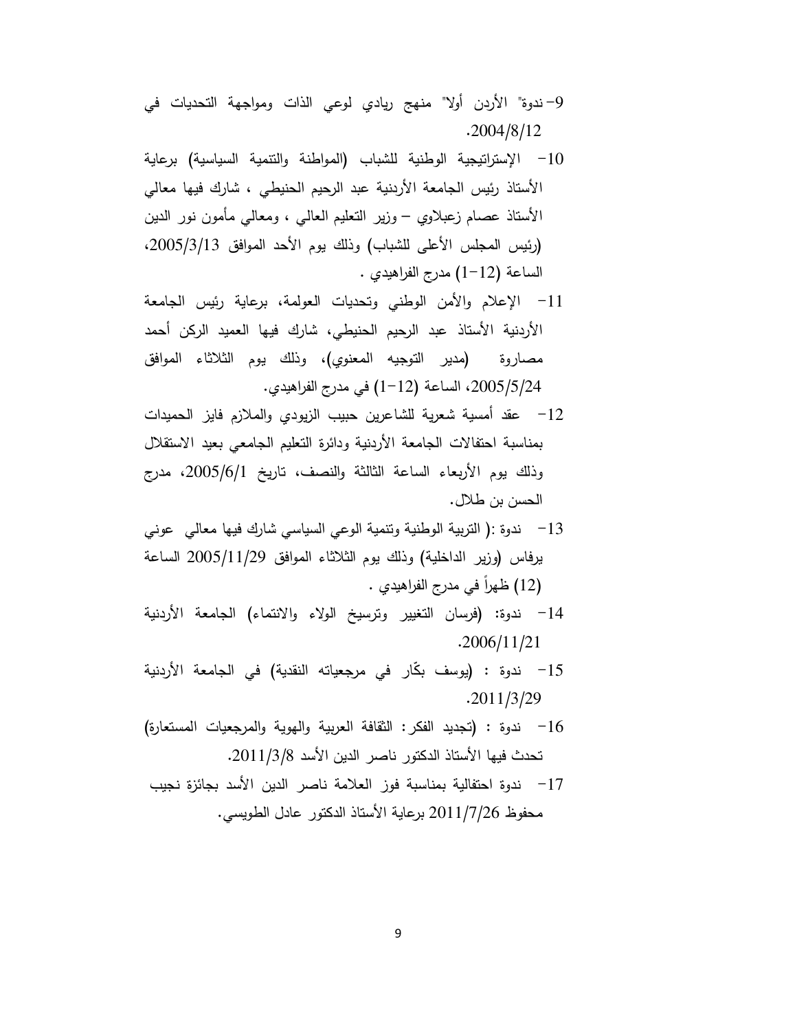9- ندوة" الأردن أولا" منهج ريادي لوعي الذات ومواجهة التحديات في 2004/8/12.

10- الإستراتيجية الوطنية للشباب (المواطنة والتنمية السياسية) برعاية الأستاذ رئيس الجامعة الأردنية عبد الرحيم الحنيطي ، شارك فيها معالي الأستاذ عصام زعبلاوي – وزير التعليم العالي ، ومعالي مأمون نور الدين (رئيس المجلس الأعلى للشباب) وذلك يوم الأحد الموافق 2005/3/13، الساعة (12-1) مدرج الفراهيدي .

11- الإعلام والأمن الوطني وتحديات العولمة، برعاية رئيس الجامعة الأردنية الأستاذ عبد الرحيم الحنيطي، شارك فيها العميد الركن أحمد مصاروة (مدير التوجيه المعنوي)، وذلك يوم الثلاثاء الموافق 2005/5/24، الساعة (12-1) في مدرج الفراهيدي.

12- عقد أمسية شعرية للشاعرين حبيب الزيودي والملازم فايز الحميدات بمناسبة احتفالات الجامعة الأردنية ودائرة التعليم الجامعي بعيد الاستقلال وذلك يوم الأربعاء الساعة الثالثة والنصف، تاريخ 2005/6/1، مدرج الحسن بن طلال.

13- ندوة :( التربية الوطنية وتنمية الوعي السياسي شارك فيها معالي عوني يرفاس (وزير الداخلية) وذلك يوم الثلاثاء الموافق 2005/11/29 الساعة (12) ظهراً في مدرج الفراهيدي .

14- ندوة: (فرسان التغيير وترسيخ الولاء والانتماء) الجامعة الأردنية 2006/11/21.

15- ندوة : (يوسف بكّار في مرجعياته النقدية) في الجامعة الأردنية 2011/3/29.

16- ندوة : (تجديد الفكر: الثقافة العربية والهوية والمرجعيات المستعارة) تحدث فيها الأستاذ الدكتور ناصر الدين الأسد 2011/3/8.

17- ندوة احتفالية بمناسبة فوز العلامة ناصر الدين الأسد بجائزة نجيب محفوظ 2011/7/26 برعاية الأستاذ الدكتور عادل الطويسي.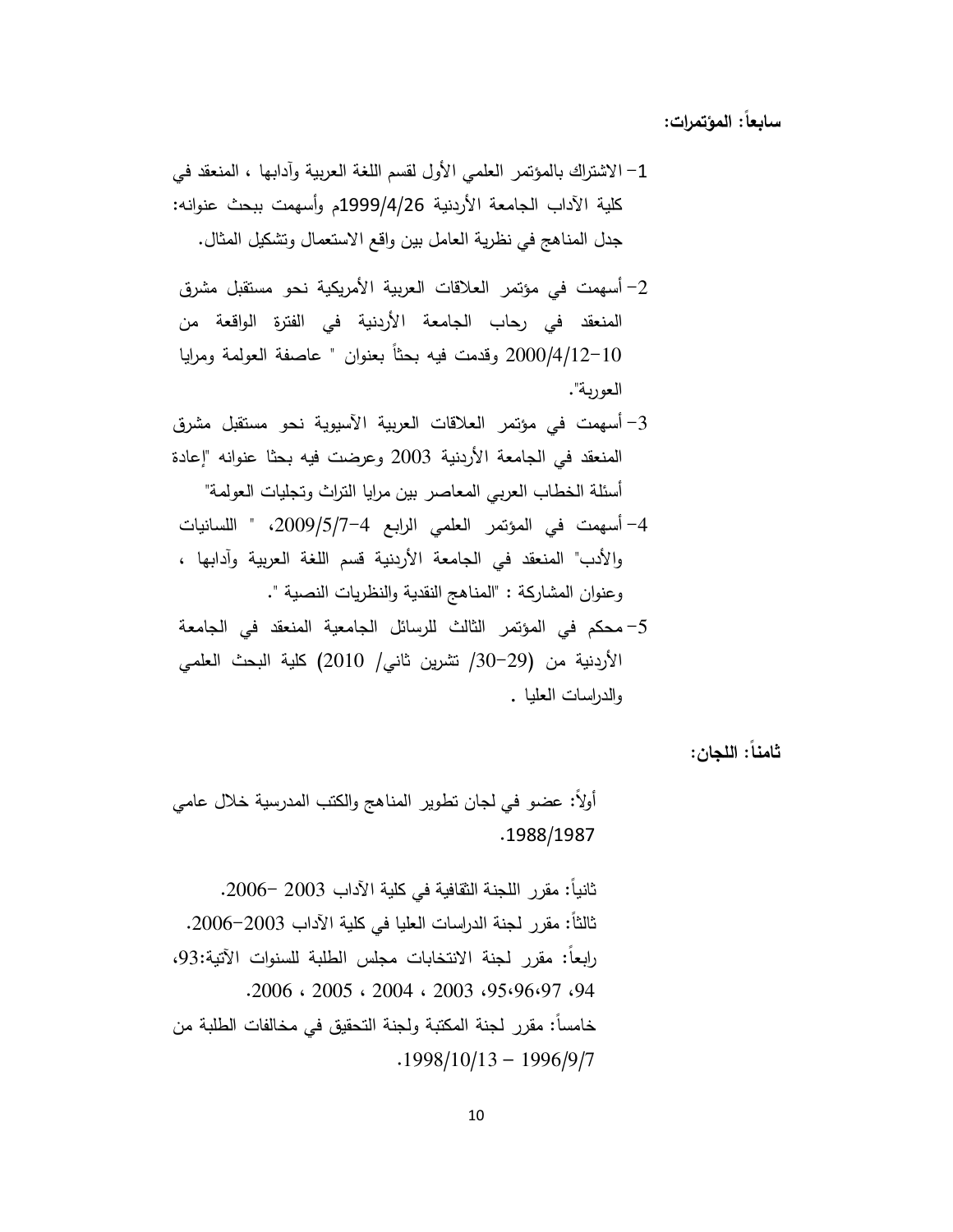**سابعاً: المؤتمرات:**

1- الاشتراك بالمؤتمر العلمي الأول لقسم اللغة العربية وآدابها ، المنعقد في كلية الآداب الجامعة الأردنية 1999/4/26م وأسهمت ببحث عنوانه: جدل المناهج في نظرية العامل بين واقع الاستعمال وتشكيل المثال.

2- أسهمت في مؤتمر العلاقات العربية الأمريكية نحو مستقبل مشرق المنعقد في رحاب الجامعة الأردنية في الفترة الواقعة من 10-2000/4/12 وقدمت فيه بحثاً بعنوان " عاصفة العولمة ومرايا العوربة".

3- أسهمت في مؤتمر العلاقات العربية الآسيوية نحو مستقبل مشرق المنعقد في الجامعة الأردنية 2003 وعرضت فيه بحثا عنوانه "إعادة أسئلة الخطاب العربي المعاصر بين مرايا التراث وتجليات العولمة"

4- أسهمت في المؤتمر العلمي الرابع 4-2009/5/7، " اللسانيات والأدب" المنعقد في الجامعة الأردنية قسم اللغة العربية وآدابها ، وعنوان المشاركة : "المناهج النقدية والنظريات النصية ".

5- محكم في المؤتمر الثالث للرسائل الجامعية المنعقد في الجامعة الأردنية من (29-30/ تشرين ثاني/ 2010) كلية البحث العلمي والدراسات العليا .

**ثامناً: اللجان:**

أولاً: عضو في لجان تطوير المناهج والكتب المدرسية خلال عامي 1988/1987.

ثانياً: مقرر اللجنة الثقافية في كلية الآداب 2003 -2006.

ثالثاً: مقرر لجنة الدراسات العليا في كلية الآداب 2003-2006.

رابعاً: مقرر لجنة الانتخابات مجلس الطلبة للسنوات الآتية:93، 94، 95،96،97، 2003 ، 2004 ، 2005 ، 2006.

خامساً: مقرر لجنة المكتبة ولجنة التحقيق في مخالفات الطلبة من 1996/9/7 - 1998/10/13.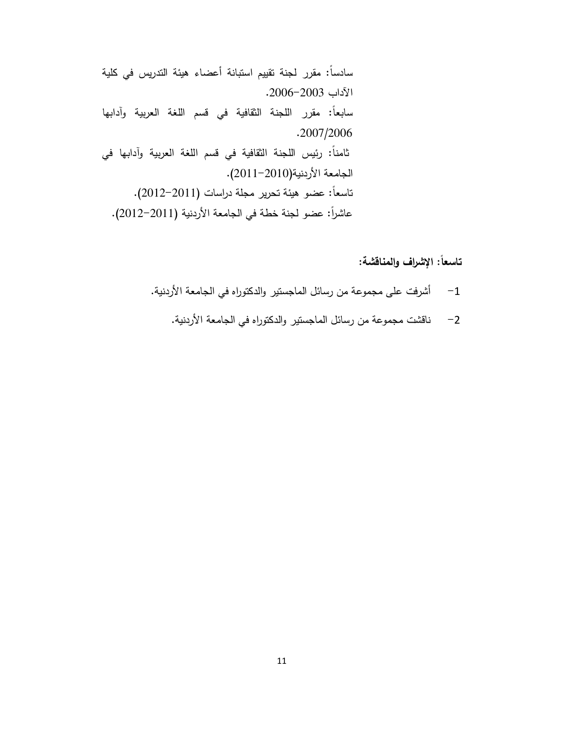سادساً: مقرر لجنة تقييم استبانة أعضاء هيئة التدريس في كلية الآداب 2003-2006.

سابعاً: مقرر اللجنة الثقافية في قسم اللغة العربية وآدابها 2006/2007.

ثامناً: رئيس اللجنة الثقافية في قسم اللغة العربية وآدابها في الجامعة الأردنية(2010-2011).

تاسعاً: عضو هيئة تحرير مجلة دراسات (2011-2012).

عاشراً: عضو لجنة خطة في الجامعة الأردنية (2011-2012).

**تاسعاً: الإشراف والمناقشة:**

1- أشرفت على مجموعة من رسائل الماجستير والدكتوراه في الجامعة الأردنية.

2- ناقشت مجموعة من رسائل الماجستير والدكتوراه في الجامعة الأردنية.